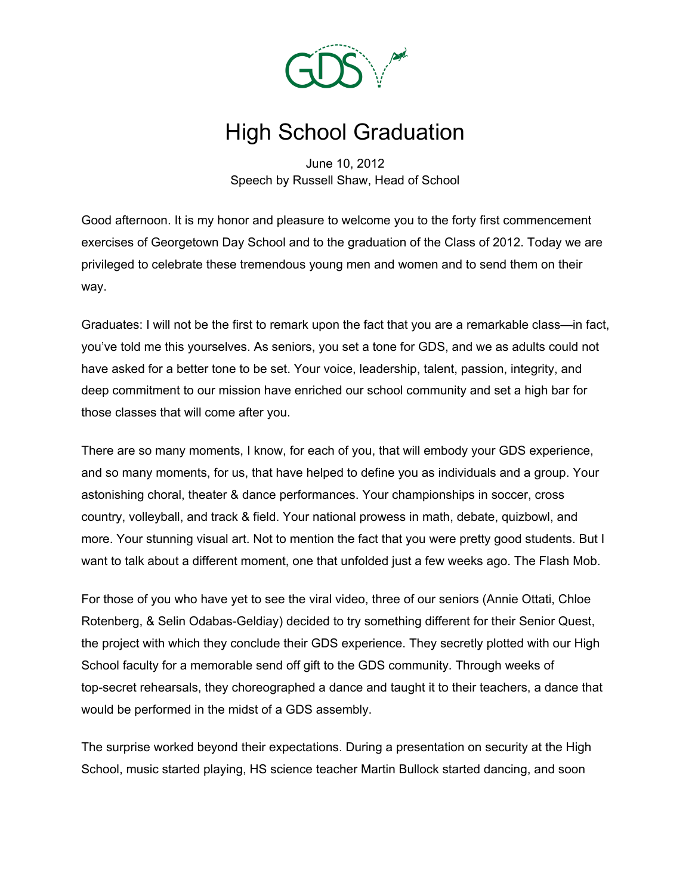# High School Graduation

June 10, 2012
Speech by Russell Shaw, Head of School

Good afternoon. It is my honor and pleasure to welcome you to the forty first commencement exercises of Georgetown Day School and to the graduation of the Class of 2012. Today we are privileged to celebrate these tremendous young men and women and to send them on their way.

Graduates: I will not be the first to remark upon the fact that you are a remarkable class—in fact, you've told me this yourselves. As seniors, you set a tone for GDS, and we as adults could not have asked for a better tone to be set. Your voice, leadership, talent, passion, integrity, and deep commitment to our mission have enriched our school community and set a high bar for those classes that will come after you.

There are so many moments, I know, for each of you, that will embody your GDS experience, and so many moments, for us, that have helped to define you as individuals and a group. Your astonishing choral, theater & dance performances. Your championships in soccer, cross country, volleyball, and track & field. Your national prowess in math, debate, quizbowl, and more. Your stunning visual art. Not to mention the fact that you were pretty good students. But I want to talk about a different moment, one that unfolded just a few weeks ago. The Flash Mob.

For those of you who have yet to see the viral video, three of our seniors (Annie Ottati, Chloe Rotenberg, & Selin Odabas-Geldiay) decided to try something different for their Senior Quest, the project with which they conclude their GDS experience. They secretly plotted with our High School faculty for a memorable send off gift to the GDS community. Through weeks of top-secret rehearsals, they choreographed a dance and taught it to their teachers, a dance that would be performed in the midst of a GDS assembly.

The surprise worked beyond their expectations. During a presentation on security at the High School, music started playing, HS science teacher Martin Bullock started dancing, and soon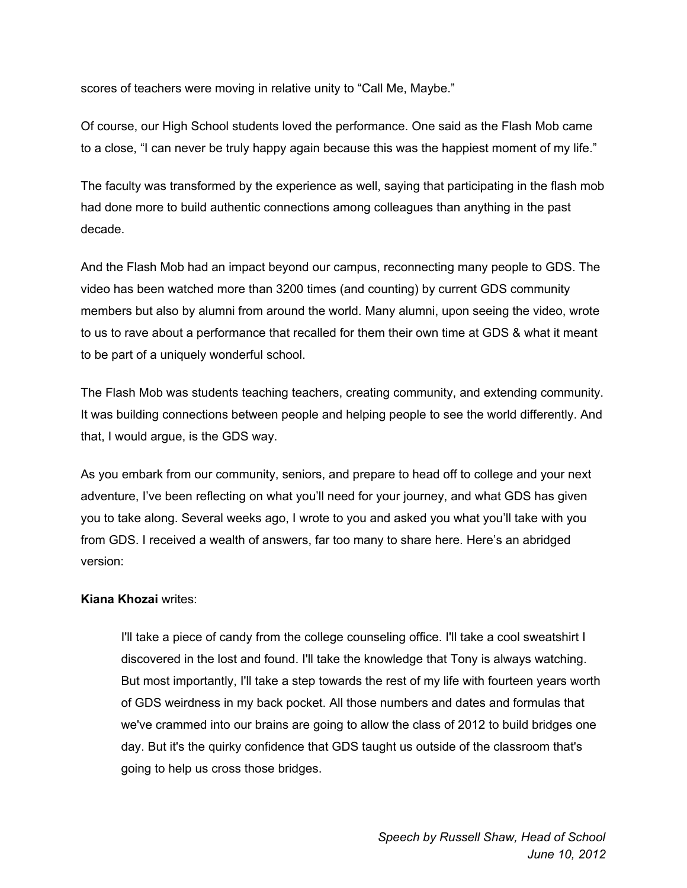scores of teachers were moving in relative unity to "Call Me, Maybe."

Of course, our High School students loved the performance. One said as the Flash Mob came to a close, "I can never be truly happy again because this was the happiest moment of my life."

The faculty was transformed by the experience as well, saying that participating in the flash mob had done more to build authentic connections among colleagues than anything in the past decade.

And the Flash Mob had an impact beyond our campus, reconnecting many people to GDS. The video has been watched more than 3200 times (and counting) by current GDS community members but also by alumni from around the world. Many alumni, upon seeing the video, wrote to us to rave about a performance that recalled for them their own time at GDS & what it meant to be part of a uniquely wonderful school.

The Flash Mob was students teaching teachers, creating community, and extending community. It was building connections between people and helping people to see the world differently. And that, I would argue, is the GDS way.

As you embark from our community, seniors, and prepare to head off to college and your next adventure, I've been reflecting on what you'll need for your journey, and what GDS has given you to take along. Several weeks ago, I wrote to you and asked you what you'll take with you from GDS. I received a wealth of answers, far too many to share here. Here's an abridged version:

**Kiana Khozai** writes:

> I'll take a piece of candy from the college counseling office. I'll take a cool sweatshirt I discovered in the lost and found. I'll take the knowledge that Tony is always watching. But most importantly, I'll take a step towards the rest of my life with fourteen years worth of GDS weirdness in my back pocket. All those numbers and dates and formulas that we've crammed into our brains are going to allow the class of 2012 to build bridges one day. But it's the quirky confidence that GDS taught us outside of the classroom that's going to help us cross those bridges.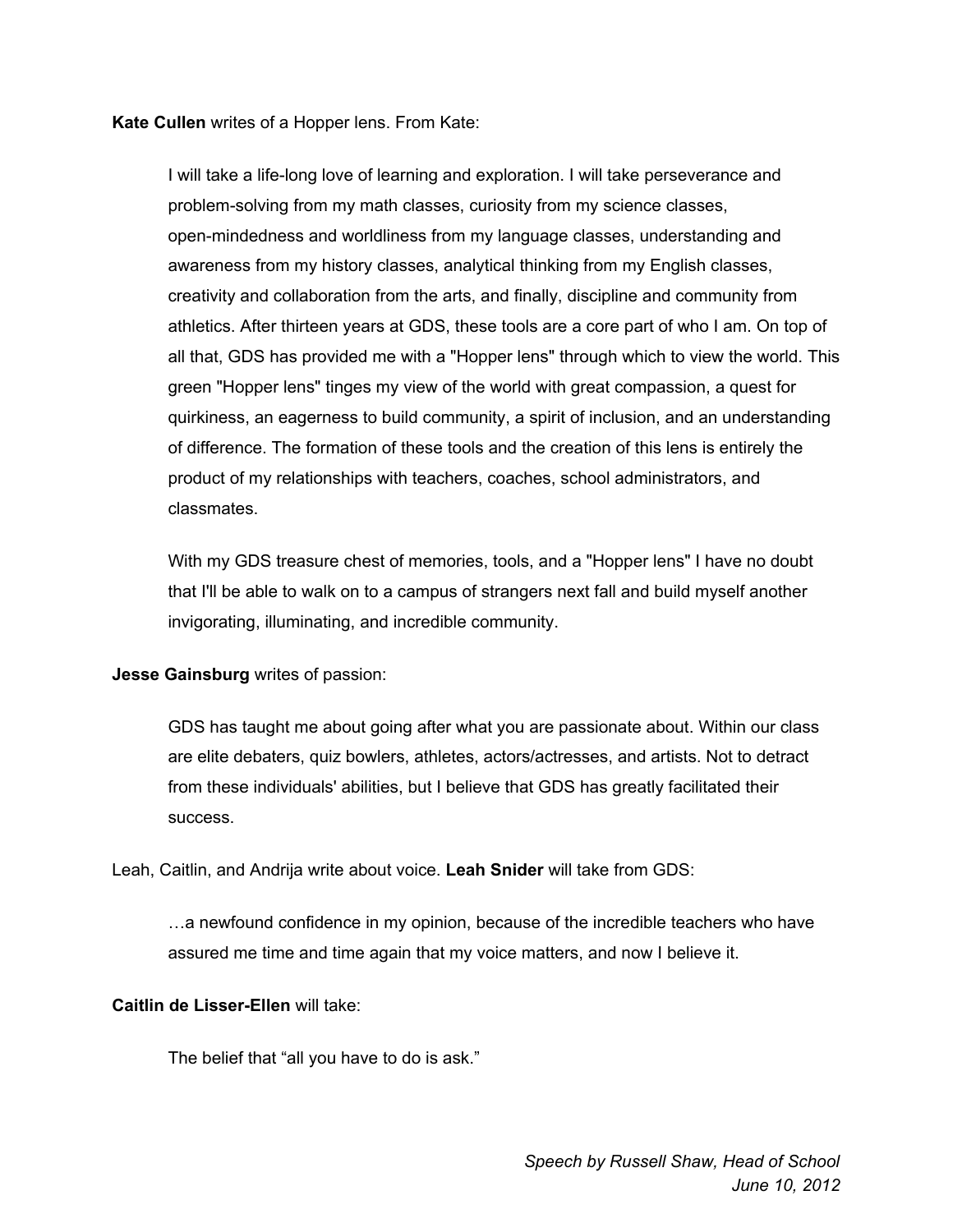**Kate Cullen** writes of a Hopper lens. From Kate:

> I will take a life-long love of learning and exploration. I will take perseverance and problem-solving from my math classes, curiosity from my science classes, open-mindedness and worldliness from my language classes, understanding and awareness from my history classes, analytical thinking from my English classes, creativity and collaboration from the arts, and finally, discipline and community from athletics. After thirteen years at GDS, these tools are a core part of who I am. On top of all that, GDS has provided me with a "Hopper lens" through which to view the world. This green "Hopper lens" tinges my view of the world with great compassion, a quest for quirkiness, an eagerness to build community, a spirit of inclusion, and an understanding of difference. The formation of these tools and the creation of this lens is entirely the product of my relationships with teachers, coaches, school administrators, and classmates.
>
> With my GDS treasure chest of memories, tools, and a "Hopper lens" I have no doubt that I'll be able to walk on to a campus of strangers next fall and build myself another invigorating, illuminating, and incredible community.

**Jesse Gainsburg** writes of passion:

> GDS has taught me about going after what you are passionate about. Within our class are elite debaters, quiz bowlers, athletes, actors/actresses, and artists. Not to detract from these individuals' abilities, but I believe that GDS has greatly facilitated their success.

Leah, Caitlin, and Andrija write about voice. **Leah Snider** will take from GDS:

> …a newfound confidence in my opinion, because of the incredible teachers who have assured me time and time again that my voice matters, and now I believe it.

**Caitlin de Lisser-Ellen** will take:

> The belief that "all you have to do is ask."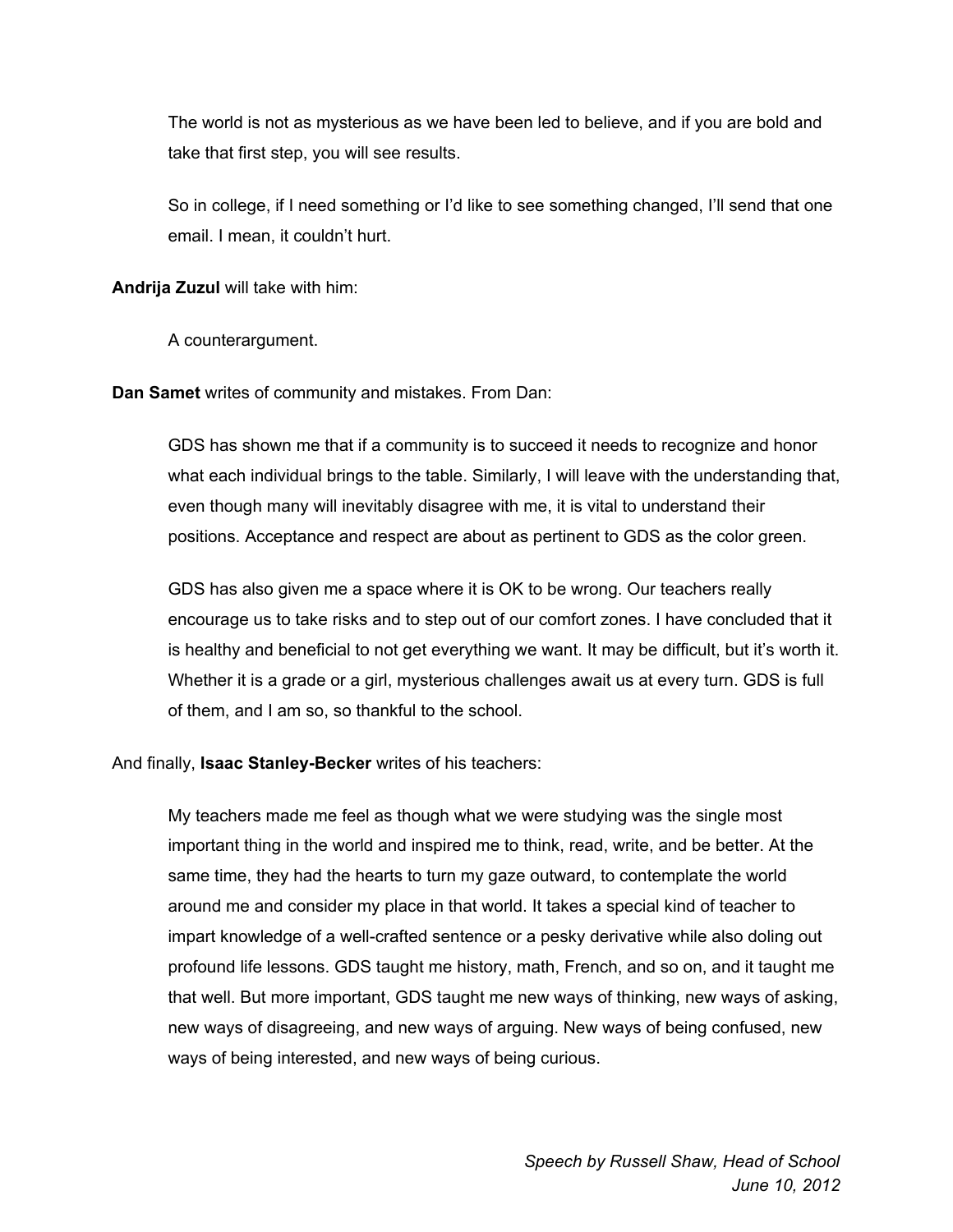> The world is not as mysterious as we have been led to believe, and if you are bold and take that first step, you will see results.
>
> So in college, if I need something or I'd like to see something changed, I'll send that one email. I mean, it couldn't hurt.

**Andrija Zuzul** will take with him:

> A counterargument.

**Dan Samet** writes of community and mistakes. From Dan:

> GDS has shown me that if a community is to succeed it needs to recognize and honor what each individual brings to the table. Similarly, I will leave with the understanding that, even though many will inevitably disagree with me, it is vital to understand their positions. Acceptance and respect are about as pertinent to GDS as the color green.
>
> GDS has also given me a space where it is OK to be wrong. Our teachers really encourage us to take risks and to step out of our comfort zones. I have concluded that it is healthy and beneficial to not get everything we want. It may be difficult, but it's worth it. Whether it is a grade or a girl, mysterious challenges await us at every turn. GDS is full of them, and I am so, so thankful to the school.

And finally, **Isaac Stanley-Becker** writes of his teachers:

> My teachers made me feel as though what we were studying was the single most important thing in the world and inspired me to think, read, write, and be better. At the same time, they had the hearts to turn my gaze outward, to contemplate the world around me and consider my place in that world. It takes a special kind of teacher to impart knowledge of a well-crafted sentence or a pesky derivative while also doling out profound life lessons. GDS taught me history, math, French, and so on, and it taught me that well. But more important, GDS taught me new ways of thinking, new ways of asking, new ways of disagreeing, and new ways of arguing. New ways of being confused, new ways of being interested, and new ways of being curious.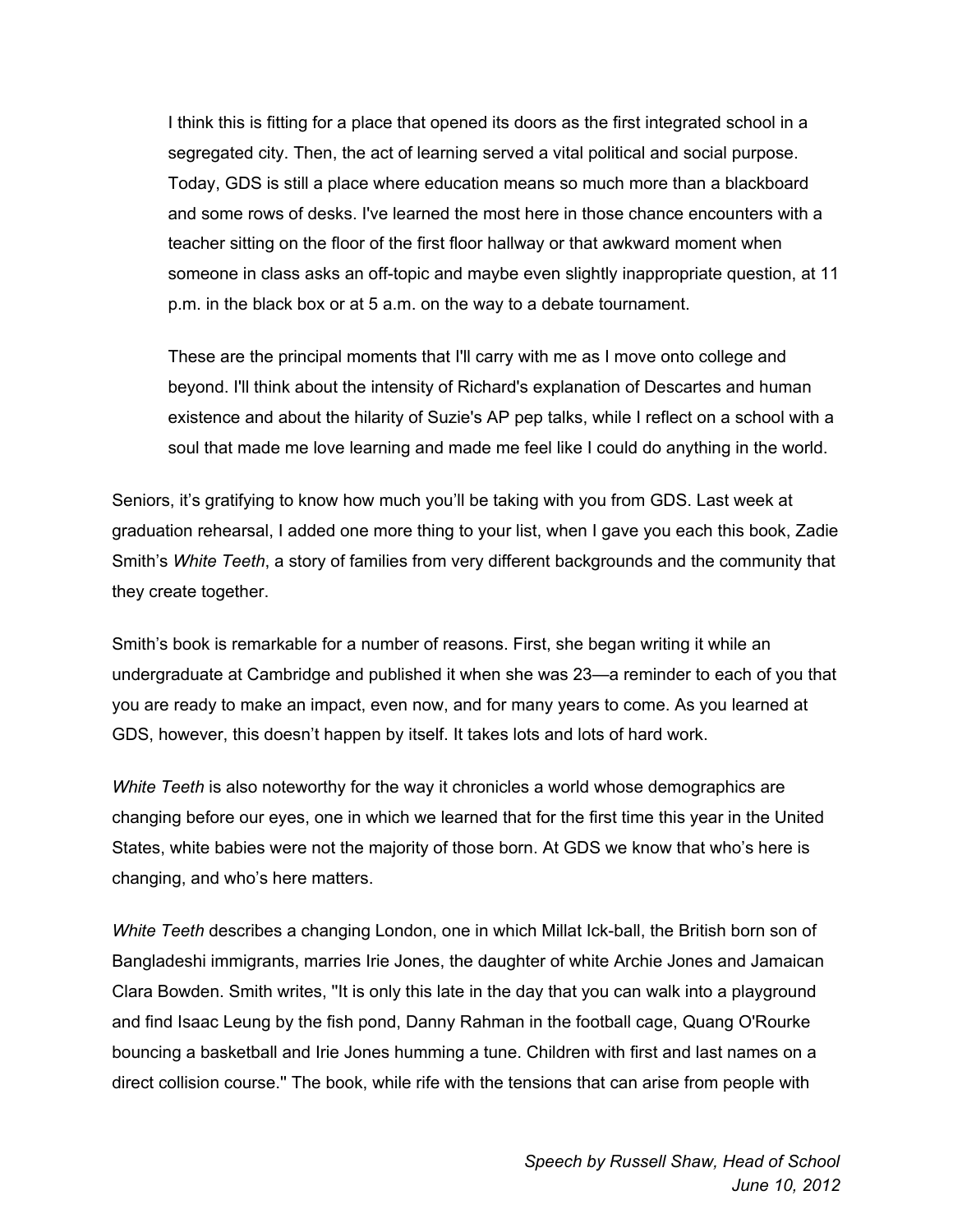> I think this is fitting for a place that opened its doors as the first integrated school in a segregated city. Then, the act of learning served a vital political and social purpose. Today, GDS is still a place where education means so much more than a blackboard and some rows of desks. I've learned the most here in those chance encounters with a teacher sitting on the floor of the first floor hallway or that awkward moment when someone in class asks an off-topic and maybe even slightly inappropriate question, at 11 p.m. in the black box or at 5 a.m. on the way to a debate tournament.
>
> These are the principal moments that I'll carry with me as I move onto college and beyond. I'll think about the intensity of Richard's explanation of Descartes and human existence and about the hilarity of Suzie's AP pep talks, while I reflect on a school with a soul that made me love learning and made me feel like I could do anything in the world.

Seniors, it's gratifying to know how much you'll be taking with you from GDS. Last week at graduation rehearsal, I added one more thing to your list, when I gave you each this book, Zadie Smith's *White Teeth*, a story of families from very different backgrounds and the community that they create together.

Smith's book is remarkable for a number of reasons. First, she began writing it while an undergraduate at Cambridge and published it when she was 23—a reminder to each of you that you are ready to make an impact, even now, and for many years to come. As you learned at GDS, however, this doesn't happen by itself. It takes lots and lots of hard work.

*White Teeth* is also noteworthy for the way it chronicles a world whose demographics are changing before our eyes, one in which we learned that for the first time this year in the United States, white babies were not the majority of those born. At GDS we know that who's here is changing, and who's here matters.

*White Teeth* describes a changing London, one in which Millat Ick-ball, the British born son of Bangladeshi immigrants, marries Irie Jones, the daughter of white Archie Jones and Jamaican Clara Bowden. Smith writes, "It is only this late in the day that you can walk into a playground and find Isaac Leung by the fish pond, Danny Rahman in the football cage, Quang O'Rourke bouncing a basketball and Irie Jones humming a tune. Children with first and last names on a direct collision course." The book, while rife with the tensions that can arise from people with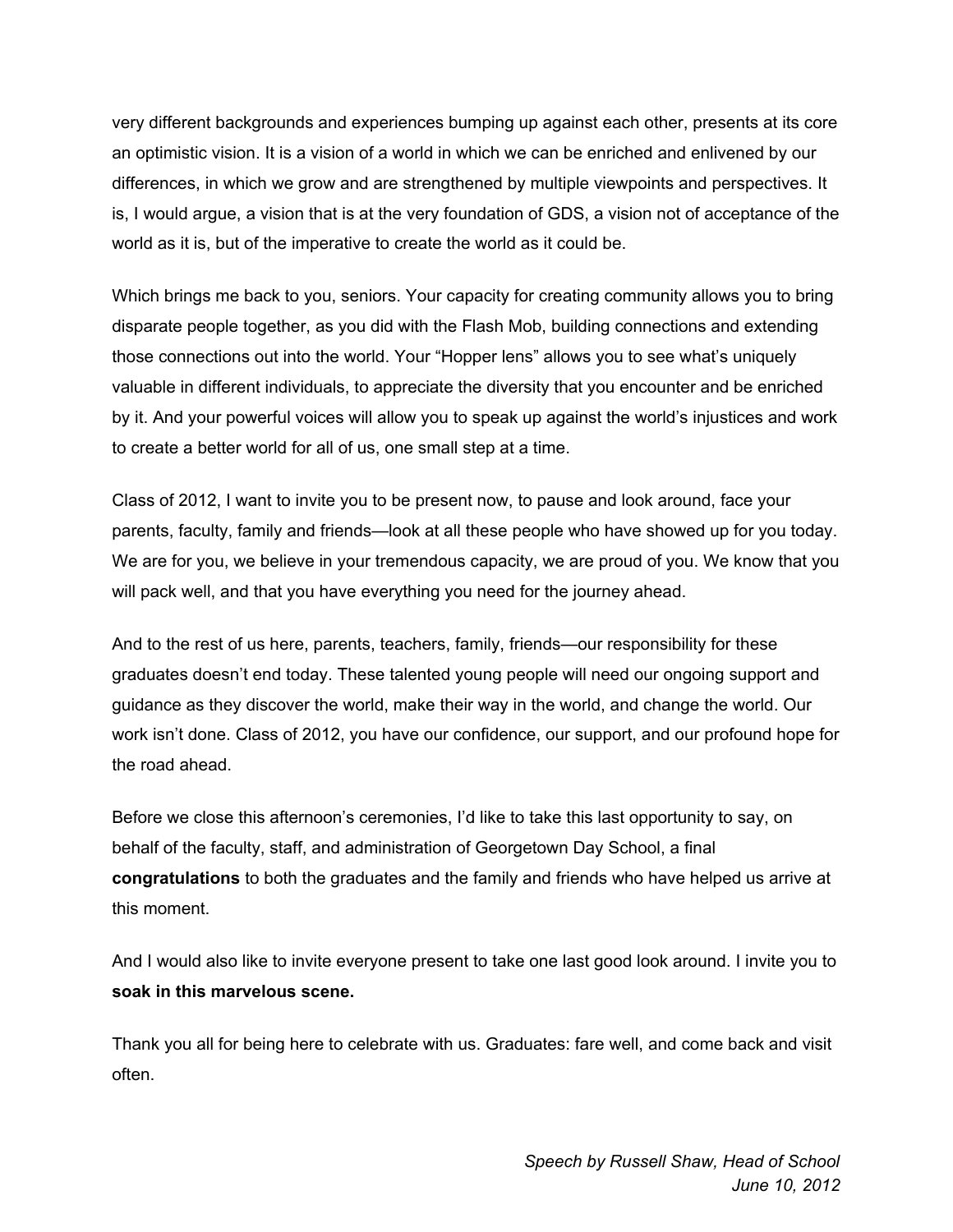very different backgrounds and experiences bumping up against each other, presents at its core an optimistic vision. It is a vision of a world in which we can be enriched and enlivened by our differences, in which we grow and are strengthened by multiple viewpoints and perspectives. It is, I would argue, a vision that is at the very foundation of GDS, a vision not of acceptance of the world as it is, but of the imperative to create the world as it could be.

Which brings me back to you, seniors. Your capacity for creating community allows you to bring disparate people together, as you did with the Flash Mob, building connections and extending those connections out into the world. Your "Hopper lens" allows you to see what's uniquely valuable in different individuals, to appreciate the diversity that you encounter and be enriched by it. And your powerful voices will allow you to speak up against the world's injustices and work to create a better world for all of us, one small step at a time.

Class of 2012, I want to invite you to be present now, to pause and look around, face your parents, faculty, family and friends—look at all these people who have showed up for you today. We are for you, we believe in your tremendous capacity, we are proud of you. We know that you will pack well, and that you have everything you need for the journey ahead.

And to the rest of us here, parents, teachers, family, friends—our responsibility for these graduates doesn't end today. These talented young people will need our ongoing support and guidance as they discover the world, make their way in the world, and change the world. Our work isn't done. Class of 2012, you have our confidence, our support, and our profound hope for the road ahead.

Before we close this afternoon's ceremonies, I'd like to take this last opportunity to say, on behalf of the faculty, staff, and administration of Georgetown Day School, a final **congratulations** to both the graduates and the family and friends who have helped us arrive at this moment.

And I would also like to invite everyone present to take one last good look around. I invite you to **soak in this marvelous scene.**

Thank you all for being here to celebrate with us. Graduates: fare well, and come back and visit often.

*Speech by Russell Shaw, Head of School*
*June 10, 2012*